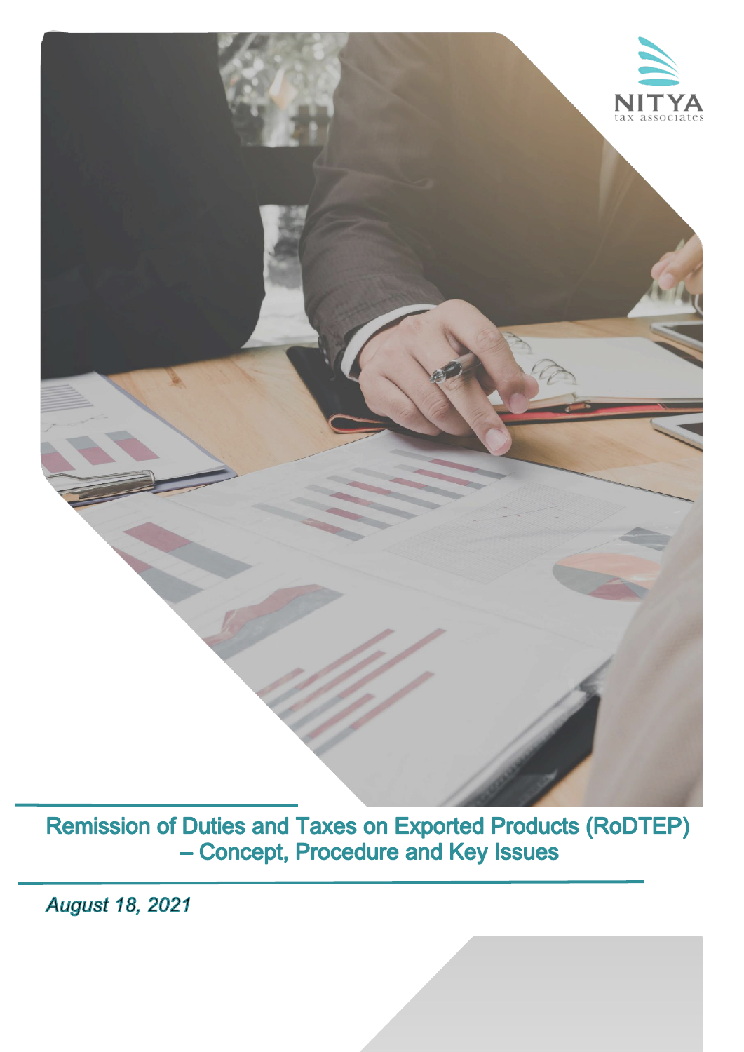NITYA
tax associates

# Remission of Duties and Taxes on Exported Products (RoDTEP) – Concept, Procedure and Key Issues

*August 18, 2021*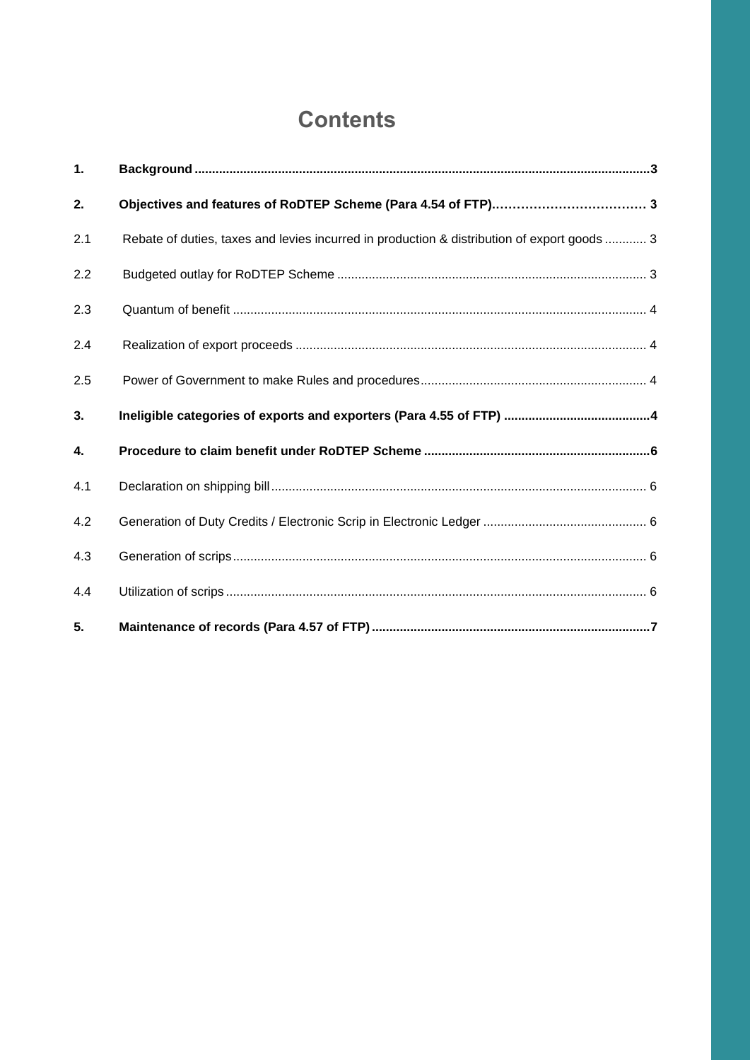# Contents

| | | |
|---|---|---|
| **1.** | **Background** | **3** |
| **2.** | **Objectives and features of RoDTEP *S*cheme (Para 4.54 of FTP)** | **3** |
| 2.1 | Rebate of duties, taxes and levies incurred in production & distribution of export goods | 3 |
| 2.2 | Budgeted outlay for RoDTEP Scheme | 3 |
| 2.3 | Quantum of benefit | 4 |
| 2.4 | Realization of export proceeds | 4 |
| 2.5 | Power of Government to make Rules and procedures | 4 |
| **3.** | **Ineligible categories of exports and exporters (Para 4.55 of FTP)** | **4** |
| **4.** | **Procedure to claim benefit under RoDTEP *S*cheme** | **6** |
| 4.1 | Declaration on shipping bill | 6 |
| 4.2 | Generation of Duty Credits / Electronic Scrip in Electronic Ledger | 6 |
| 4.3 | Generation of scrips | 6 |
| 4.4 | Utilization of scrips | 6 |
| **5.** | **Maintenance of records (Para 4.57 of FTP)** | **7** |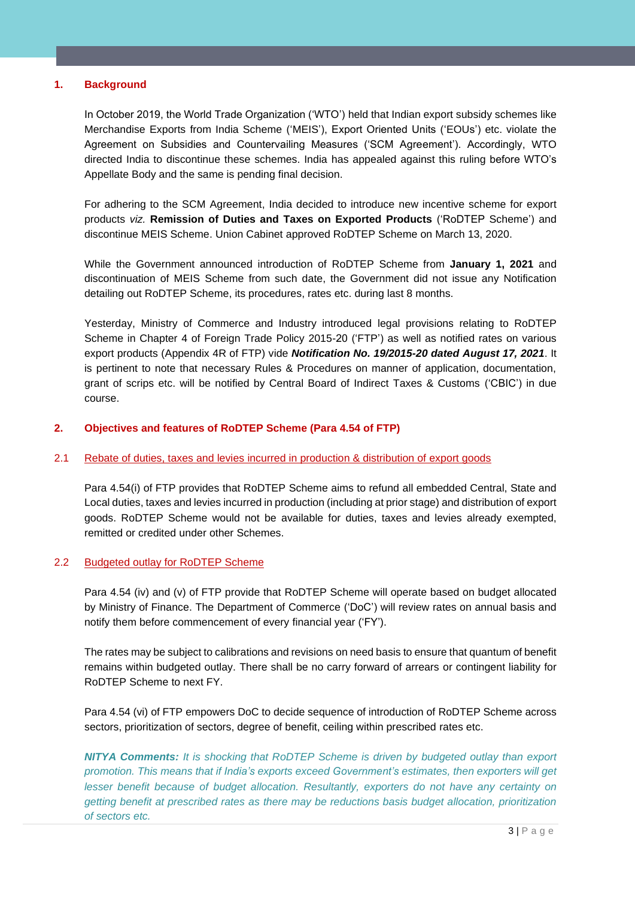## 1. Background

In October 2019, the World Trade Organization ('WTO') held that Indian export subsidy schemes like Merchandise Exports from India Scheme ('MEIS'), Export Oriented Units ('EOUs') etc. violate the Agreement on Subsidies and Countervailing Measures ('SCM Agreement'). Accordingly, WTO directed India to discontinue these schemes. India has appealed against this ruling before WTO's Appellate Body and the same is pending final decision.

For adhering to the SCM Agreement, India decided to introduce new incentive scheme for export products *viz.* **Remission of Duties and Taxes on Exported Products** ('RoDTEP Scheme') and discontinue MEIS Scheme. Union Cabinet approved RoDTEP Scheme on March 13, 2020.

While the Government announced introduction of RoDTEP Scheme from **January 1, 2021** and discontinuation of MEIS Scheme from such date, the Government did not issue any Notification detailing out RoDTEP Scheme, its procedures, rates etc. during last 8 months.

Yesterday, Ministry of Commerce and Industry introduced legal provisions relating to RoDTEP Scheme in Chapter 4 of Foreign Trade Policy 2015-20 ('FTP') as well as notified rates on various export products (Appendix 4R of FTP) vide ***Notification No. 19/2015-20 dated August 17, 2021***. It is pertinent to note that necessary Rules & Procedures on manner of application, documentation, grant of scrips etc. will be notified by Central Board of Indirect Taxes & Customs ('CBIC') in due course.

## 2. Objectives and features of RoDTEP Scheme (Para 4.54 of FTP)

### 2.1 Rebate of duties, taxes and levies incurred in production & distribution of export goods

Para 4.54(i) of FTP provides that RoDTEP Scheme aims to refund all embedded Central, State and Local duties, taxes and levies incurred in production (including at prior stage) and distribution of export goods. RoDTEP Scheme would not be available for duties, taxes and levies already exempted, remitted or credited under other Schemes.

### 2.2 Budgeted outlay for RoDTEP Scheme

Para 4.54 (iv) and (v) of FTP provide that RoDTEP Scheme will operate based on budget allocated by Ministry of Finance. The Department of Commerce ('DoC') will review rates on annual basis and notify them before commencement of every financial year ('FY').

The rates may be subject to calibrations and revisions on need basis to ensure that quantum of benefit remains within budgeted outlay. There shall be no carry forward of arrears or contingent liability for RoDTEP Scheme to next FY.

Para 4.54 (vi) of FTP empowers DoC to decide sequence of introduction of RoDTEP Scheme across sectors, prioritization of sectors, degree of benefit, ceiling within prescribed rates etc.

***NITYA Comments:*** *It is shocking that RoDTEP Scheme is driven by budgeted outlay than export promotion. This means that if India's exports exceed Government's estimates, then exporters will get lesser benefit because of budget allocation. Resultantly, exporters do not have any certainty on getting benefit at prescribed rates as there may be reductions basis budget allocation, prioritization of sectors etc.*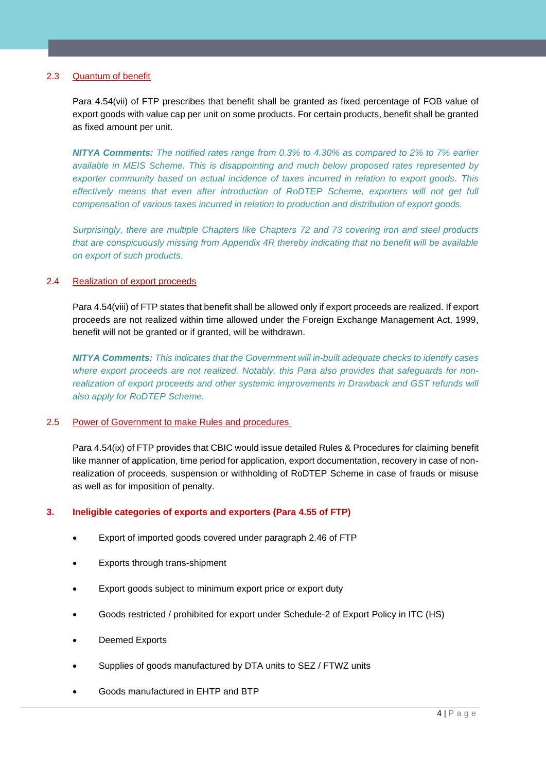### 2.3 Quantum of benefit

Para 4.54(vii) of FTP prescribes that benefit shall be granted as fixed percentage of FOB value of export goods with value cap per unit on some products. For certain products, benefit shall be granted as fixed amount per unit.

***NITYA Comments:*** *The notified rates range from 0.3% to 4.30% as compared to 2% to 7% earlier available in MEIS Scheme. This is disappointing and much below proposed rates represented by exporter community based on actual incidence of taxes incurred in relation to export goods. This effectively means that even after introduction of RoDTEP Scheme, exporters will not get full compensation of various taxes incurred in relation to production and distribution of export goods.*

*Surprisingly, there are multiple Chapters like Chapters 72 and 73 covering iron and steel products that are conspicuously missing from Appendix 4R thereby indicating that no benefit will be available on export of such products.*

### 2.4 Realization of export proceeds

Para 4.54(viii) of FTP states that benefit shall be allowed only if export proceeds are realized. If export proceeds are not realized within time allowed under the Foreign Exchange Management Act, 1999, benefit will not be granted or if granted, will be withdrawn.

***NITYA Comments:*** *This indicates that the Government will in-built adequate checks to identify cases where export proceeds are not realized. Notably, this Para also provides that safeguards for non-realization of export proceeds and other systemic improvements in Drawback and GST refunds will also apply for RoDTEP Scheme.*

### 2.5 Power of Government to make Rules and procedures

Para 4.54(ix) of FTP provides that CBIC would issue detailed Rules & Procedures for claiming benefit like manner of application, time period for application, export documentation, recovery in case of non-realization of proceeds, suspension or withholding of RoDTEP Scheme in case of frauds or misuse as well as for imposition of penalty.

## 3. Ineligible categories of exports and exporters (Para 4.55 of FTP)

- Export of imported goods covered under paragraph 2.46 of FTP
- Exports through trans-shipment
- Export goods subject to minimum export price or export duty
- Goods restricted / prohibited for export under Schedule-2 of Export Policy in ITC (HS)
- Deemed Exports
- Supplies of goods manufactured by DTA units to SEZ / FTWZ units
- Goods manufactured in EHTP and BTP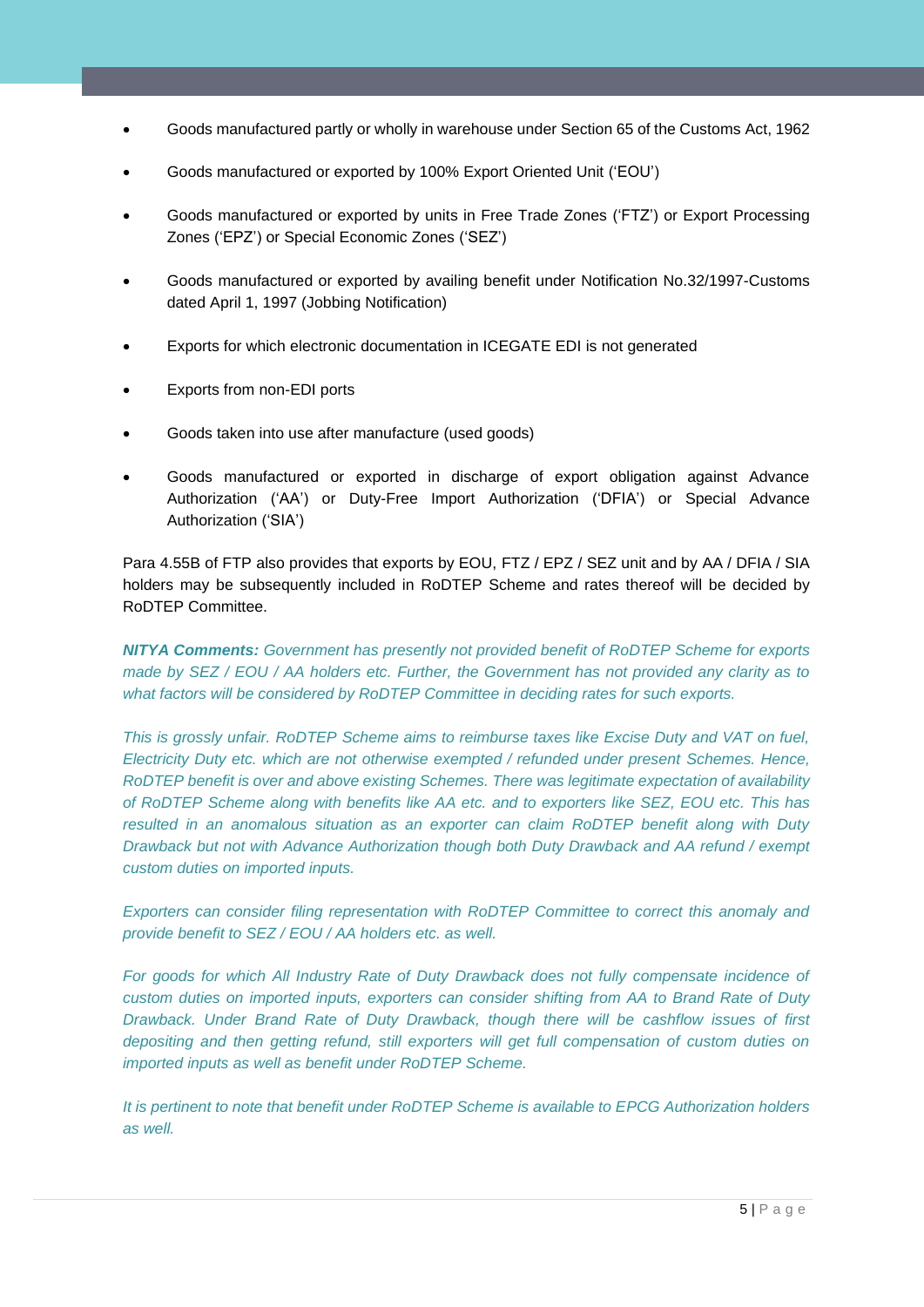- Goods manufactured partly or wholly in warehouse under Section 65 of the Customs Act, 1962
- Goods manufactured or exported by 100% Export Oriented Unit ('EOU')
- Goods manufactured or exported by units in Free Trade Zones ('FTZ') or Export Processing Zones ('EPZ') or Special Economic Zones ('SEZ')
- Goods manufactured or exported by availing benefit under Notification No.32/1997-Customs dated April 1, 1997 (Jobbing Notification)
- Exports for which electronic documentation in ICEGATE EDI is not generated
- Exports from non-EDI ports
- Goods taken into use after manufacture (used goods)
- Goods manufactured or exported in discharge of export obligation against Advance Authorization ('AA') or Duty-Free Import Authorization ('DFIA') or Special Advance Authorization ('SIA')

Para 4.55B of FTP also provides that exports by EOU, FTZ / EPZ / SEZ unit and by AA / DFIA / SIA holders may be subsequently included in RoDTEP Scheme and rates thereof will be decided by RoDTEP Committee.

***NITYA Comments:*** *Government has presently not provided benefit of RoDTEP Scheme for exports made by SEZ / EOU / AA holders etc. Further, the Government has not provided any clarity as to what factors will be considered by RoDTEP Committee in deciding rates for such exports.*

*This is grossly unfair. RoDTEP Scheme aims to reimburse taxes like Excise Duty and VAT on fuel, Electricity Duty etc. which are not otherwise exempted / refunded under present Schemes. Hence, RoDTEP benefit is over and above existing Schemes. There was legitimate expectation of availability of RoDTEP Scheme along with benefits like AA etc. and to exporters like SEZ, EOU etc. This has resulted in an anomalous situation as an exporter can claim RoDTEP benefit along with Duty Drawback but not with Advance Authorization though both Duty Drawback and AA refund / exempt custom duties on imported inputs.*

*Exporters can consider filing representation with RoDTEP Committee to correct this anomaly and provide benefit to SEZ / EOU / AA holders etc. as well.*

*For goods for which All Industry Rate of Duty Drawback does not fully compensate incidence of custom duties on imported inputs, exporters can consider shifting from AA to Brand Rate of Duty Drawback. Under Brand Rate of Duty Drawback, though there will be cashflow issues of first depositing and then getting refund, still exporters will get full compensation of custom duties on imported inputs as well as benefit under RoDTEP Scheme.*

*It is pertinent to note that benefit under RoDTEP Scheme is available to EPCG Authorization holders as well.*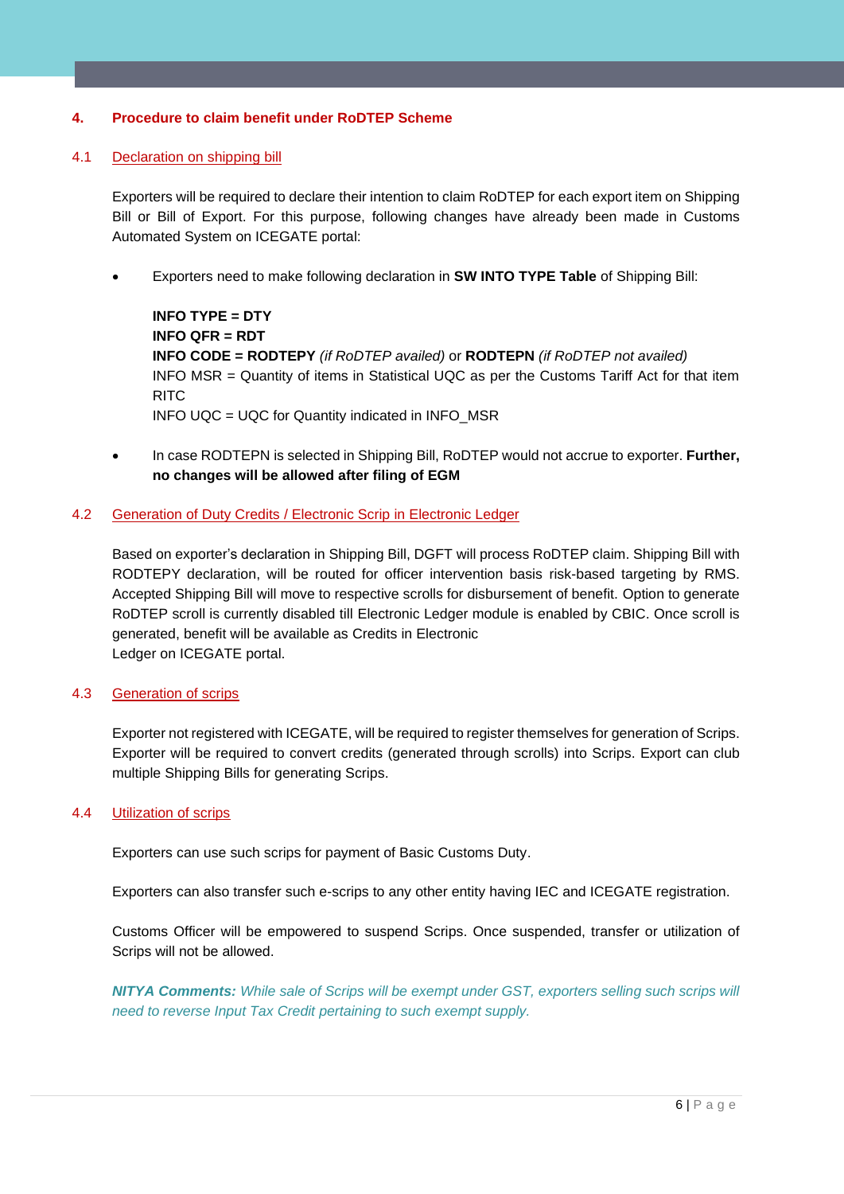## 4. Procedure to claim benefit under RoDTEP Scheme

### 4.1 Declaration on shipping bill

Exporters will be required to declare their intention to claim RoDTEP for each export item on Shipping Bill or Bill of Export. For this purpose, following changes have already been made in Customs Automated System on ICEGATE portal:

- Exporters need to make following declaration in **SW INTO TYPE Table** of Shipping Bill:

  **INFO TYPE = DTY**
  **INFO QFR = RDT**
  **INFO CODE = RODTEPY** *(if RoDTEP availed)* or **RODTEPN** *(if RoDTEP not availed)*
  INFO MSR = Quantity of items in Statistical UQC as per the Customs Tariff Act for that item RITC
  INFO UQC = UQC for Quantity indicated in INFO_MSR

- In case RODTEPN is selected in Shipping Bill, RoDTEP would not accrue to exporter. **Further, no changes will be allowed after filing of EGM**

### 4.2 Generation of Duty Credits / Electronic Scrip in Electronic Ledger

Based on exporter's declaration in Shipping Bill, DGFT will process RoDTEP claim. Shipping Bill with RODTEPY declaration, will be routed for officer intervention basis risk-based targeting by RMS. Accepted Shipping Bill will move to respective scrolls for disbursement of benefit. Option to generate RoDTEP scroll is currently disabled till Electronic Ledger module is enabled by CBIC. Once scroll is generated, benefit will be available as Credits in Electronic
Ledger on ICEGATE portal.

### 4.3 Generation of scrips

Exporter not registered with ICEGATE, will be required to register themselves for generation of Scrips. Exporter will be required to convert credits (generated through scrolls) into Scrips. Export can club multiple Shipping Bills for generating Scrips.

### 4.4 Utilization of scrips

Exporters can use such scrips for payment of Basic Customs Duty.

Exporters can also transfer such e-scrips to any other entity having IEC and ICEGATE registration.

Customs Officer will be empowered to suspend Scrips. Once suspended, transfer or utilization of Scrips will not be allowed.

***NITYA Comments:*** *While sale of Scrips will be exempt under GST, exporters selling such scrips will need to reverse Input Tax Credit pertaining to such exempt supply.*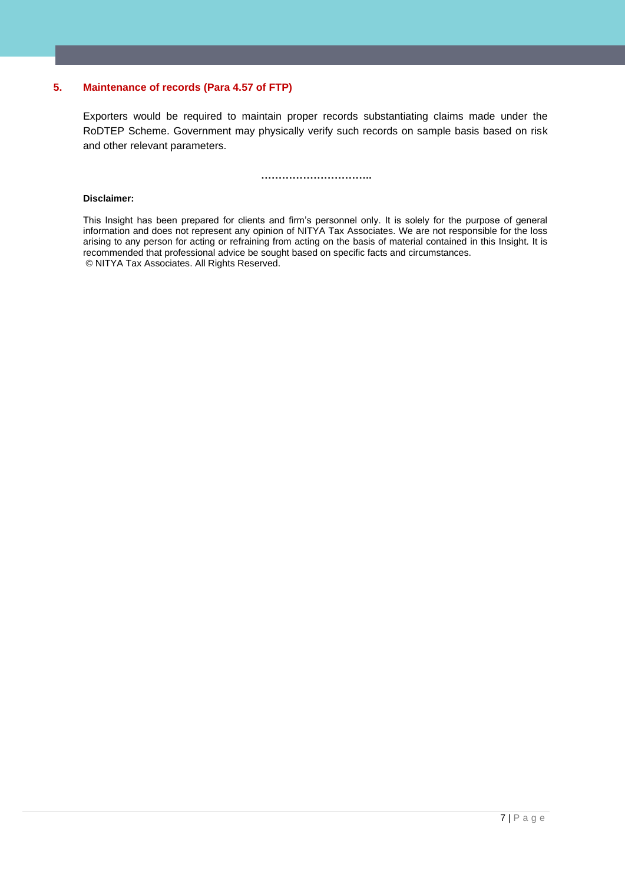## 5. Maintenance of records (Para 4.57 of FTP)

Exporters would be required to maintain proper records substantiating claims made under the RoDTEP Scheme. Government may physically verify such records on sample basis based on risk and other relevant parameters.

…………………………..

**Disclaimer:**

This Insight has been prepared for clients and firm's personnel only. It is solely for the purpose of general information and does not represent any opinion of NITYA Tax Associates. We are not responsible for the loss arising to any person for acting or refraining from acting on the basis of material contained in this Insight. It is recommended that professional advice be sought based on specific facts and circumstances.
© NITYA Tax Associates. All Rights Reserved.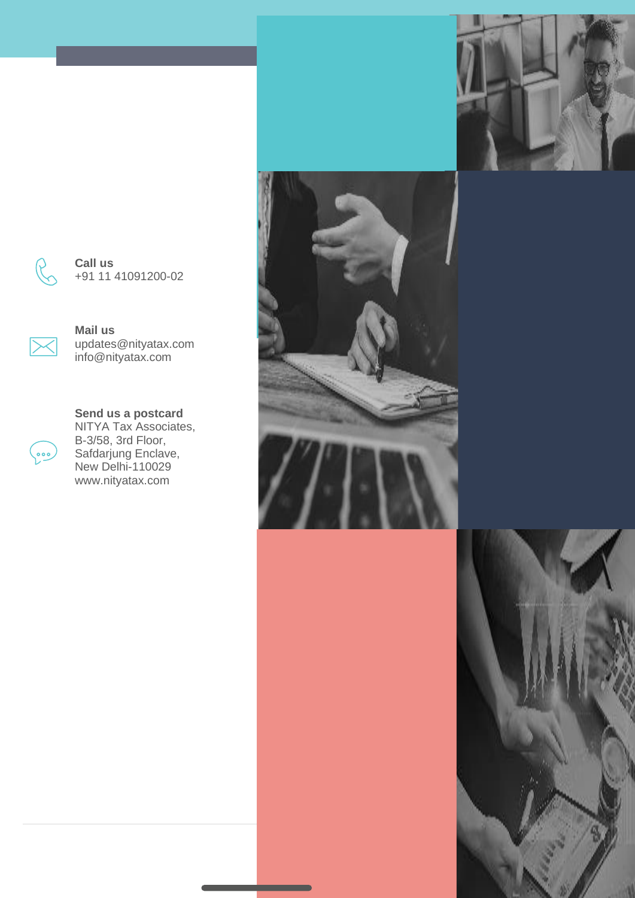**Call us**
+91 11 41091200-02

**Mail us**
updates@nityatax.com
info@nityatax.com

**Send us a postcard**
NITYA Tax Associates,
B-3/58, 3rd Floor,
Safdarjung Enclave,
New Delhi-110029
www.nityatax.com